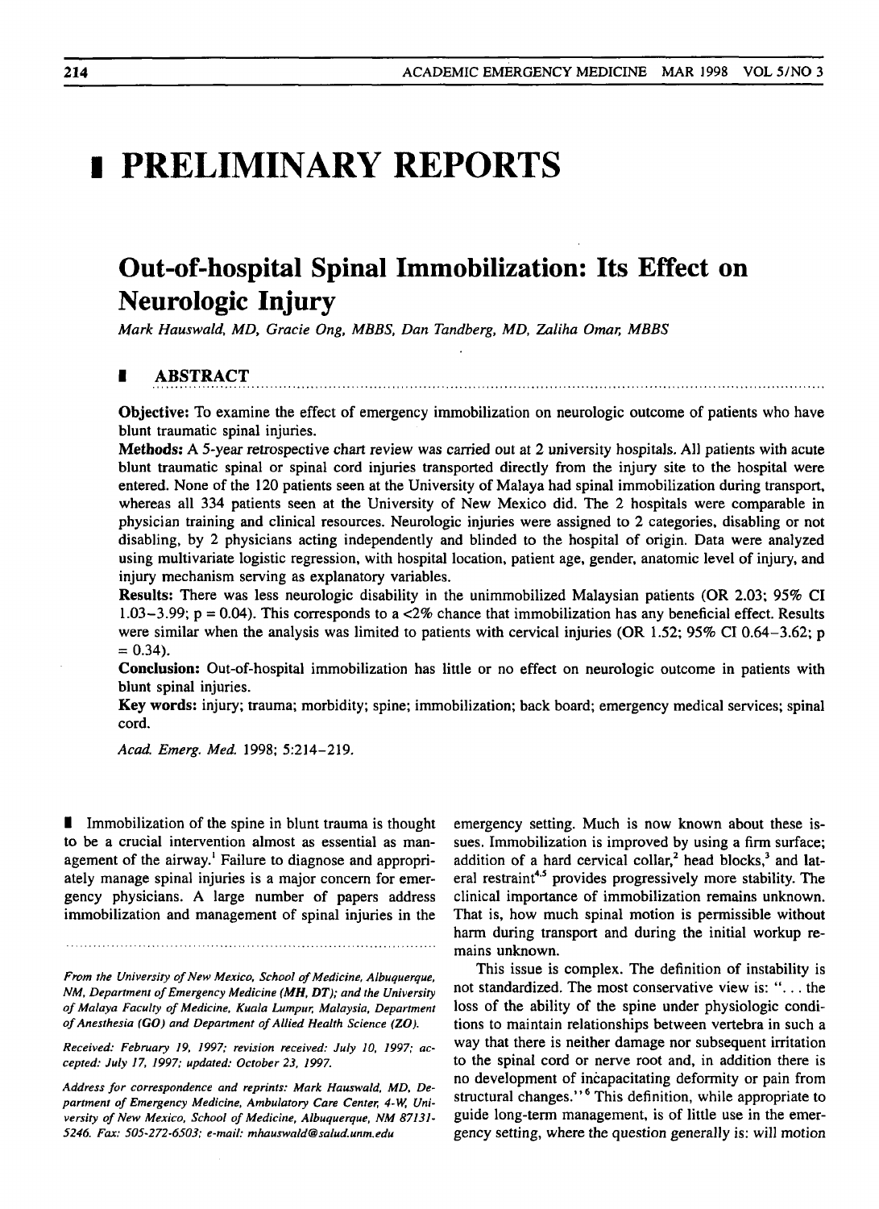# PRELIMINARY REPORTS

## Out-of-hospital Spinal Immobilization: Its Effect on Neurologic Injury

*Mark Hauswald, MD, Gracie Ong, MBBS, Dan Tandberg, MD, Zaliha Omar, MBBS*

### ABSTRACT

**Objective:** To examine the effect of emergency immobilization on neurologic outcome of patients who have blunt traumatic spinal injuries.

**Methods:** A 5-year retrospective chart review was carried out at 2 university hospitals. All patients with acute blunt traumatic spinal or spinal cord injuries transported directly from the injury site to the hospital were entered. None of the 120 patients seen at the University of Malaya had spinal immobilization during transport, whereas all 334 patients seen at the University of New Mexico did. The 2 hospitals were comparable in physician training and clinical resources. Neurologic injuries were assigned to 2 categories, disabling or not disabling, by 2 physicians acting independently and blinded to the hospital of origin. Data were analyzed using multivariate logistic regression, with hospital location, patient age, gender, anatomic level of injury, and injury mechanism serving as explanatory variables.

**Results:** There was less neurologic disability in the unimmobilized Malaysian patients (OR 2.03; 95% CI 1.03–3.99; $p = 0.04$). This corresponds to a <2% chance that immobilization has any beneficial effect. Results were similar when the analysis was limited to patients with cervical injuries (OR 1.52; 95% CI 0.64–3.62; $p = 0.34$).

**Conclusion:** Out-of-hospital immobilization has little or no effect on neurologic outcome in patients with blunt spinal injuries.

**Key words:** injury; trauma; morbidity; spine; immobilization; back board; emergency medical services; spinal cord.

*Acad. Emerg. Med.* 1998; 5:214–219.

---

Immobilization of the spine in blunt trauma is thought to be a crucial intervention almost as essential as management of the airway.[1] Failure to diagnose and appropriately manage spinal injuries is a major concern for emergency physicians. A large number of papers address immobilization and management of spinal injuries in the emergency setting. Much is now known about these issues. Immobilization is improved by using a firm surface; addition of a hard cervical collar,[2] head blocks,[3] and lateral restraint[4,5] provides progressively more stability. The clinical importance of immobilization remains unknown. That is, how much spinal motion is permissible without harm during transport and during the initial workup remains unknown.

This issue is complex. The definition of instability is not standardized. The most conservative view is: "... the loss of the ability of the spine under physiologic conditions to maintain relationships between vertebra in such a way that there is neither damage nor subsequent irritation to the spinal cord or nerve root and, in addition there is no development of incapacitating deformity or pain from structural changes."[6] This definition, while appropriate to guide long-term management, is of little use in the emergency setting, where the question generally is: will motion

---

*From the University of New Mexico, School of Medicine, Albuquerque, NM, Department of Emergency Medicine (MH, DT); and the University of Malaya Faculty of Medicine, Kuala Lumpur, Malaysia, Department of Anesthesia (GO) and Department of Allied Health Science (ZO).*

*Received: February 19, 1997; revision received: July 10, 1997; accepted: July 17, 1997; updated: October 23, 1997.*

*Address for correspondence and reprints: Mark Hauswald, MD, Department of Emergency Medicine, Ambulatory Care Center, 4-W, University of New Mexico, School of Medicine, Albuquerque, NM 87131-5246. Fax: 505-272-6503; e-mail: mhauswald@salud.unm.edu*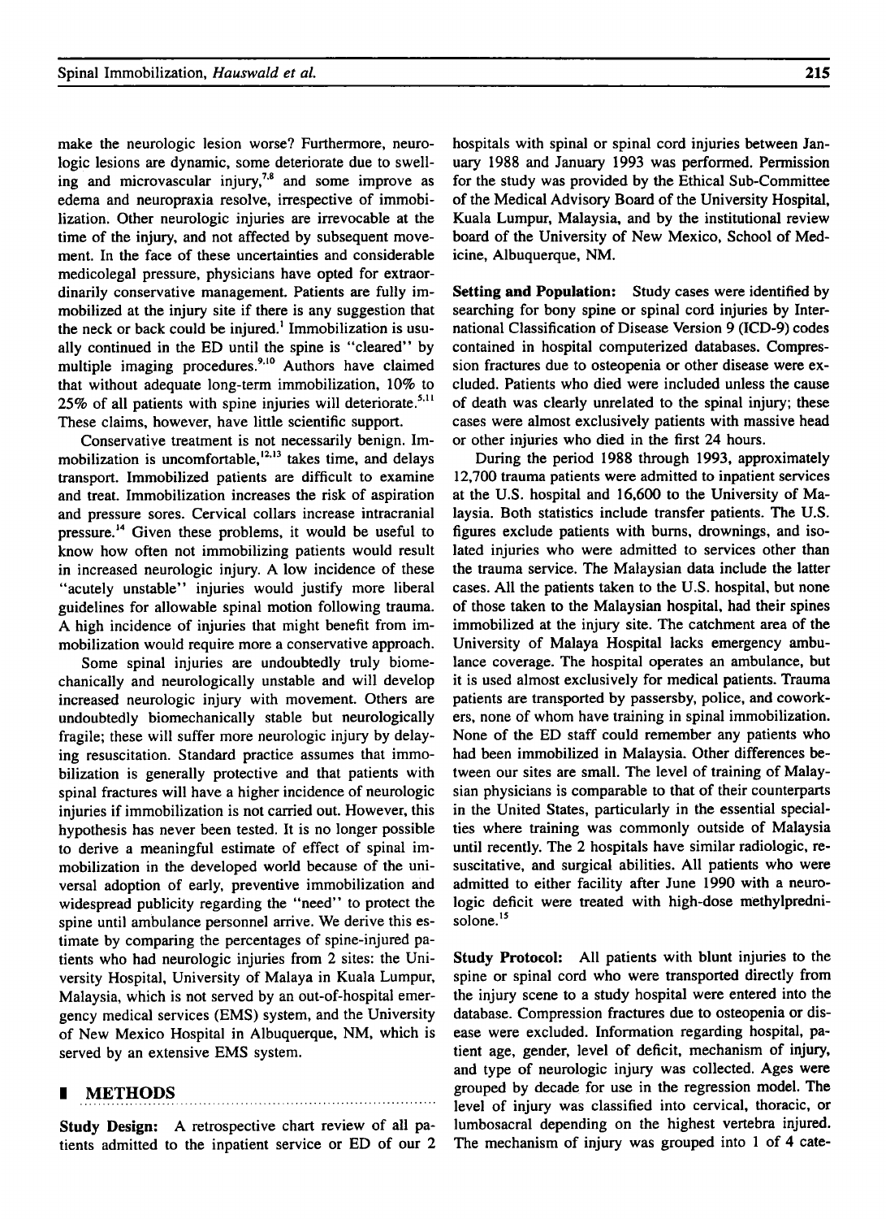make the neurologic lesion worse? Furthermore, neurologic lesions are dynamic, some deteriorate due to swelling and microvascular injury,[7,8] and some improve as edema and neuropraxia resolve, irrespective of immobilization. Other neurologic injuries are irrevocable at the time of the injury, and not affected by subsequent movement. In the face of these uncertainties and considerable medicolegal pressure, physicians have opted for extraordinarily conservative management. Patients are fully immobilized at the injury site if there is any suggestion that the neck or back could be injured.[1] Immobilization is usually continued in the ED until the spine is "cleared" by multiple imaging procedures.[9,10] Authors have claimed that without adequate long-term immobilization, 10% to 25% of all patients with spine injuries will deteriorate.[5,11] These claims, however, have little scientific support.

Conservative treatment is not necessarily benign. Immobilization is uncomfortable,[12,13] takes time, and delays transport. Immobilized patients are difficult to examine and treat. Immobilization increases the risk of aspiration and pressure sores. Cervical collars increase intracranial pressure.[14] Given these problems, it would be useful to know how often not immobilizing patients would result in increased neurologic injury. A low incidence of these "acutely unstable" injuries would justify more liberal guidelines for allowable spinal motion following trauma. A high incidence of injuries that might benefit from immobilization would require more a conservative approach.

Some spinal injuries are undoubtedly truly biomechanically and neurologically unstable and will develop increased neurologic injury with movement. Others are undoubtedly biomechanically stable but neurologically fragile; these will suffer more neurologic injury by delaying resuscitation. Standard practice assumes that immobilization is generally protective and that patients with spinal fractures will have a higher incidence of neurologic injuries if immobilization is not carried out. However, this hypothesis has never been tested. It is no longer possible to derive a meaningful estimate of effect of spinal immobilization in the developed world because of the universal adoption of early, preventive immobilization and widespread publicity regarding the "need" to protect the spine until ambulance personnel arrive. We derive this estimate by comparing the percentages of spine-injured patients who had neurologic injuries from 2 sites: the University Hospital, University of Malaya in Kuala Lumpur, Malaysia, which is not served by an out-of-hospital emergency medical services (EMS) system, and the University of New Mexico Hospital in Albuquerque, NM, which is served by an extensive EMS system.

## METHODS

**Study Design:** A retrospective chart review of all patients admitted to the inpatient service or ED of our 2 hospitals with spinal or spinal cord injuries between January 1988 and January 1993 was performed. Permission for the study was provided by the Ethical Sub-Committee of the Medical Advisory Board of the University Hospital, Kuala Lumpur, Malaysia, and by the institutional review board of the University of New Mexico, School of Medicine, Albuquerque, NM.

**Setting and Population:** Study cases were identified by searching for bony spine or spinal cord injuries by International Classification of Disease Version 9 (ICD-9) codes contained in hospital computerized databases. Compression fractures due to osteopenia or other disease were excluded. Patients who died were included unless the cause of death was clearly unrelated to the spinal injury; these cases were almost exclusively patients with massive head or other injuries who died in the first 24 hours.

During the period 1988 through 1993, approximately 12,700 trauma patients were admitted to inpatient services at the U.S. hospital and 16,600 to the University of Malaysia. Both statistics include transfer patients. The U.S. figures exclude patients with burns, drownings, and isolated injuries who were admitted to services other than the trauma service. The Malaysian data include the latter cases. All the patients taken to the U.S. hospital, but none of those taken to the Malaysian hospital, had their spines immobilized at the injury site. The catchment area of the University of Malaya Hospital lacks emergency ambulance coverage. The hospital operates an ambulance, but it is used almost exclusively for medical patients. Trauma patients are transported by passersby, police, and coworkers, none of whom have training in spinal immobilization. None of the ED staff could remember any patients who had been immobilized in Malaysia. Other differences between our sites are small. The level of training of Malaysian physicians is comparable to that of their counterparts in the United States, particularly in the essential specialties where training was commonly outside of Malaysia until recently. The 2 hospitals have similar radiologic, resuscitative, and surgical abilities. All patients who were admitted to either facility after June 1990 with a neurologic deficit were treated with high-dose methylprednisolone.[15]

**Study Protocol:** All patients with blunt injuries to the spine or spinal cord who were transported directly from the injury scene to a study hospital were entered into the database. Compression fractures due to osteopenia or disease were excluded. Information regarding hospital, patient age, gender, level of deficit, mechanism of injury, and type of neurologic injury was collected. Ages were grouped by decade for use in the regression model. The level of injury was classified into cervical, thoracic, or lumbosacral depending on the highest vertebra injured. The mechanism of injury was grouped into 1 of 4 cate-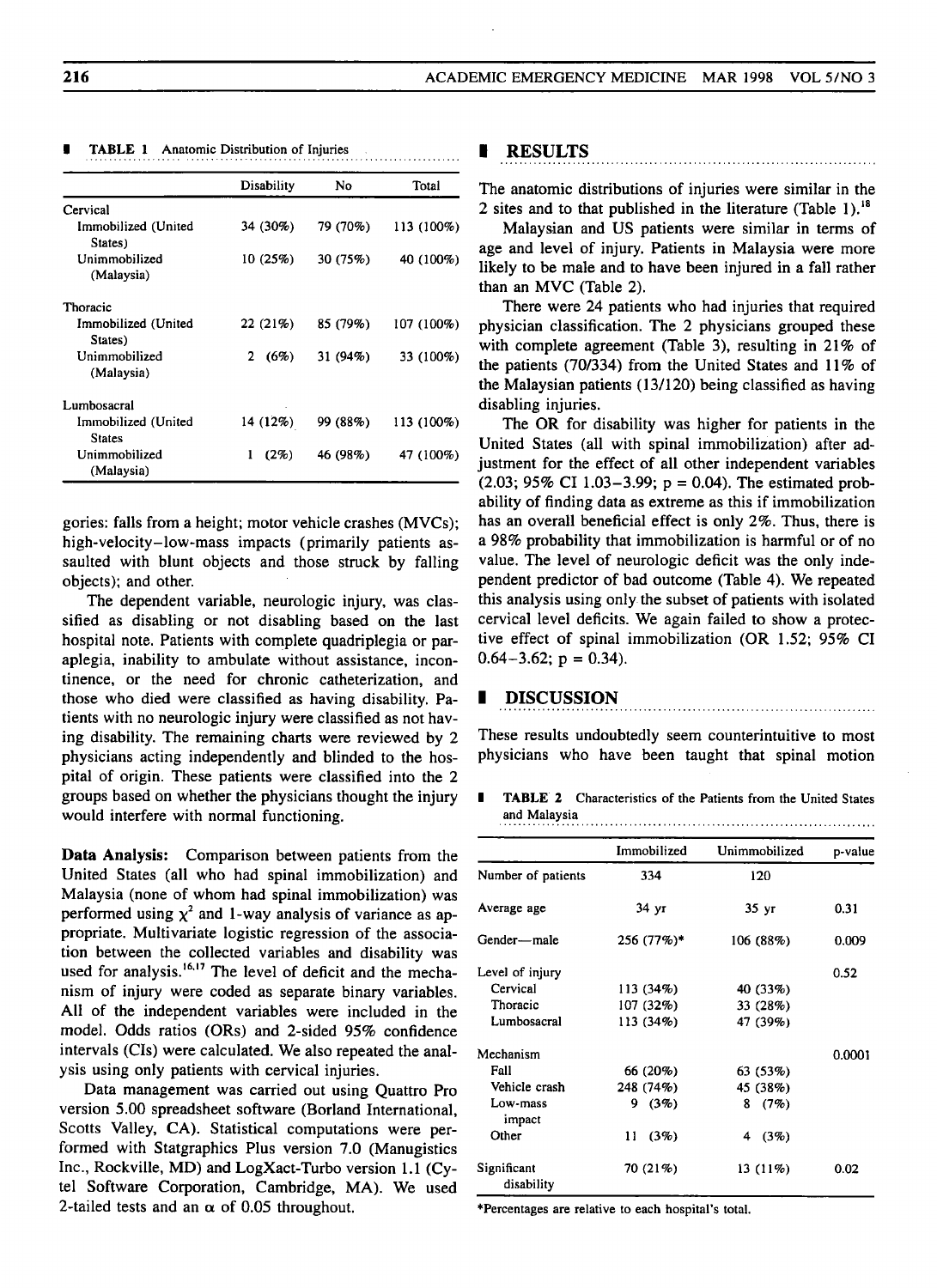**TABLE 1** Anatomic Distribution of Injuries

| | Disability | No | Total |
|---|---|---|---|
| Cervical | | | |
| Immobilized (United States) | 34 (30%) | 79 (70%) | 113 (100%) |
| Unimmobilized (Malaysia) | 10 (25%) | 30 (75%) | 40 (100%) |
| Thoracic | | | |
| Immobilized (United States) | 22 (21%) | 85 (79%) | 107 (100%) |
| Unimmobilized (Malaysia) | 2 (6%) | 31 (94%) | 33 (100%) |
| Lumbosacral | | | |
| Immobilized (United States | 14 (12%) | 99 (88%) | 113 (100%) |
| Unimmobilized (Malaysia) | 1 (2%) | 46 (98%) | 47 (100%) |

gories: falls from a height; motor vehicle crashes (MVCs); high-velocity–low-mass impacts (primarily patients assaulted with blunt objects and those struck by falling objects); and other.

The dependent variable, neurologic injury, was classified as disabling or not disabling based on the last hospital note. Patients with complete quadriplegia or paraplegia, inability to ambulate without assistance, incontinence, or the need for chronic catheterization, and those who died were classified as having disability. Patients with no neurologic injury were classified as not having disability. The remaining charts were reviewed by 2 physicians acting independently and blinded to the hospital of origin. These patients were classified into the 2 groups based on whether the physicians thought the injury would interfere with normal functioning.

**Data Analysis:** Comparison between patients from the United States (all who had spinal immobilization) and Malaysia (none of whom had spinal immobilization) was performed using $\chi^2$ and 1-way analysis of variance as appropriate. Multivariate logistic regression of the association between the collected variables and disability was used for analysis.[16,17] The level of deficit and the mechanism of injury were coded as separate binary variables. All of the independent variables were included in the model. Odds ratios (ORs) and 2-sided 95% confidence intervals (CIs) were calculated. We also repeated the analysis using only patients with cervical injuries.

Data management was carried out using Quattro Pro version 5.00 spreadsheet software (Borland International, Scotts Valley, CA). Statistical computations were performed with Statgraphics Plus version 7.0 (Manugistics Inc., Rockville, MD) and LogXact-Turbo version 1.1 (Cytel Software Corporation, Cambridge, MA). We used 2-tailed tests and an $\alpha$ of 0.05 throughout.

## RESULTS

The anatomic distributions of injuries were similar in the 2 sites and to that published in the literature (Table 1).[18]

Malaysian and US patients were similar in terms of age and level of injury. Patients in Malaysia were more likely to be male and to have been injured in a fall rather than an MVC (Table 2).

There were 24 patients who had injuries that required physician classification. The 2 physicians grouped these with complete agreement (Table 3), resulting in 21% of the patients (70/334) from the United States and 11% of the Malaysian patients (13/120) being classified as having disabling injuries.

The OR for disability was higher for patients in the United States (all with spinal immobilization) after adjustment for the effect of all other independent variables (2.03; 95% CI 1.03–3.99; p = 0.04). The estimated probability of finding data as extreme as this if immobilization has an overall beneficial effect is only 2%. Thus, there is a 98% probability that immobilization is harmful or of no value. The level of neurologic deficit was the only independent predictor of bad outcome (Table 4). We repeated this analysis using only the subset of patients with isolated cervical level deficits. We again failed to show a protective effect of spinal immobilization (OR 1.52; 95% CI 0.64–3.62; p = 0.34).

## DISCUSSION

These results undoubtedly seem counterintuitive to most physicians who have been taught that spinal motion

**TABLE 2** Characteristics of the Patients from the United States and Malaysia

| | Immobilized | Unimmobilized | p-value |
|---|---|---|---|
| Number of patients | 334 | 120 | |
| Average age | 34 yr | 35 yr | 0.31 |
| Gender—male | 256 (77%)* | 106 (88%) | 0.009 |
| Level of injury | | | 0.52 |
| Cervical | 113 (34%) | 40 (33%) | |
| Thoracic | 107 (32%) | 33 (28%) | |
| Lumbosacral | 113 (34%) | 47 (39%) | |
| Mechanism | | | 0.0001 |
| Fall | 66 (20%) | 63 (53%) | |
| Vehicle crash | 248 (74%) | 45 (38%) | |
| Low-mass impact | 9 (3%) | 8 (7%) | |
| Other | 11 (3%) | 4 (3%) | |
| Significant disability | 70 (21%) | 13 (11%) | 0.02 |

*Percentages are relative to each hospital's total.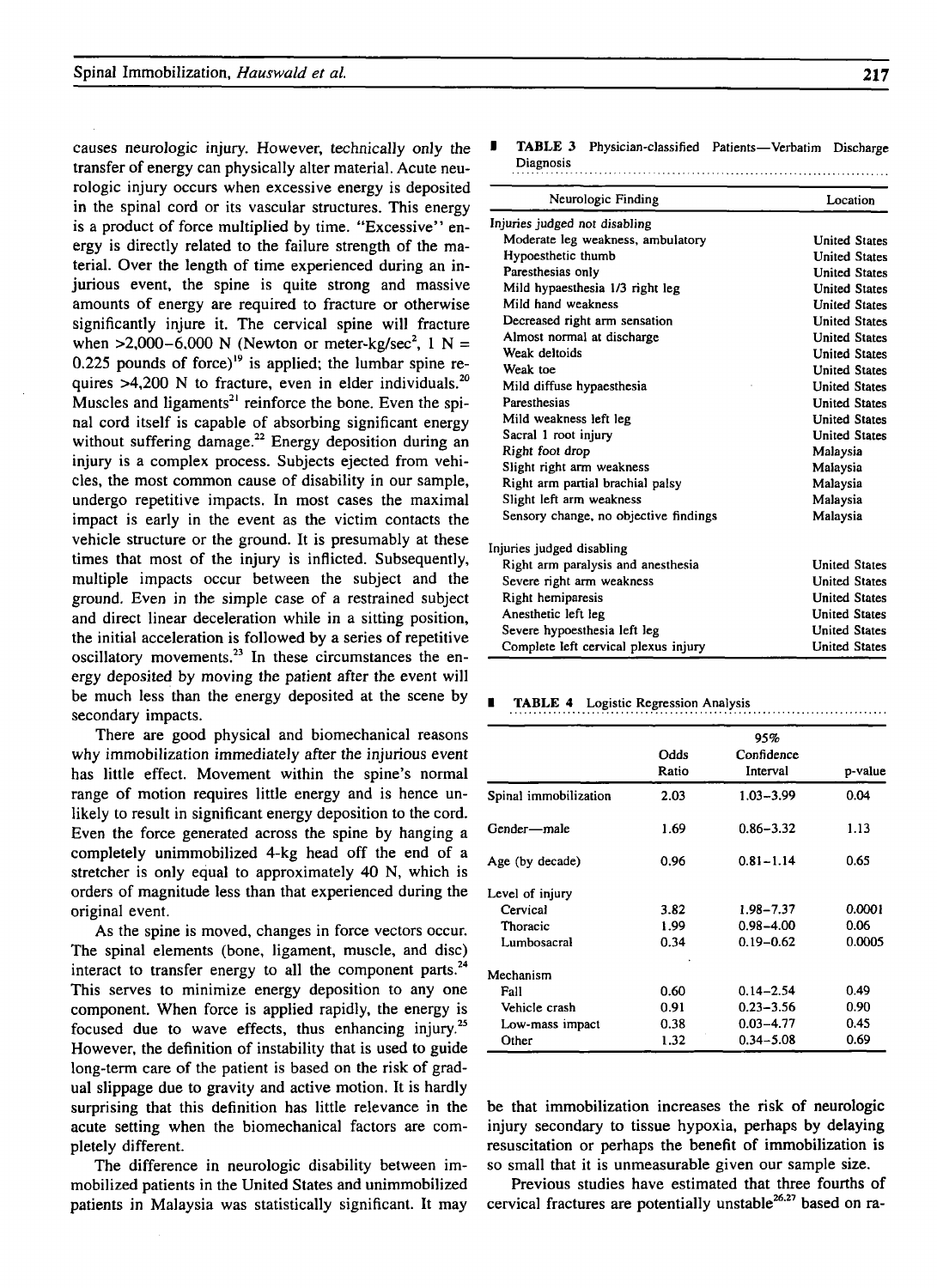causes neurologic injury. However, technically only the transfer of energy can physically alter material. Acute neurologic injury occurs when excessive energy is deposited in the spinal cord or its vascular structures. This energy is a product of force multiplied by time. "Excessive" energy is directly related to the failure strength of the material. Over the length of time experienced during an injurious event, the spine is quite strong and massive amounts of energy are required to fracture or otherwise significantly injure it. The cervical spine will fracture when >2,000–6,000 N (Newton or meter-kg/sec$^2$, 1 N = 0.225 pounds of force)[19] is applied; the lumbar spine requires >4,200 N to fracture, even in elder individuals.[20] Muscles and ligaments[21] reinforce the bone. Even the spinal cord itself is capable of absorbing significant energy without suffering damage.[22] Energy deposition during an injury is a complex process. Subjects ejected from vehicles, the most common cause of disability in our sample, undergo repetitive impacts. In most cases the maximal impact is early in the event as the victim contacts the vehicle structure or the ground. It is presumably at these times that most of the injury is inflicted. Subsequently, multiple impacts occur between the subject and the ground. Even in the simple case of a restrained subject and direct linear deceleration while in a sitting position, the initial acceleration is followed by a series of repetitive oscillatory movements.[23] In these circumstances the energy deposited by moving the patient after the event will be much less than the energy deposited at the scene by secondary impacts.

There are good physical and biomechanical reasons why immobilization immediately after the injurious event has little effect. Movement within the spine's normal range of motion requires little energy and is hence unlikely to result in significant energy deposition to the cord. Even the force generated across the spine by hanging a completely unimmobilized 4-kg head off the end of a stretcher is only equal to approximately 40 N, which is orders of magnitude less than that experienced during the original event.

As the spine is moved, changes in force vectors occur. The spinal elements (bone, ligament, muscle, and disc) interact to transfer energy to all the component parts.[24] This serves to minimize energy deposition to any one component. When force is applied rapidly, the energy is focused due to wave effects, thus enhancing injury.[25] However, the definition of instability that is used to guide long-term care of the patient is based on the risk of gradual slippage due to gravity and active motion. It is hardly surprising that this definition has little relevance in the acute setting when the biomechanical factors are completely different.

The difference in neurologic disability between immobilized patients in the United States and unimmobilized patients in Malaysia was statistically significant. It may be that immobilization increases the risk of neurologic injury secondary to tissue hypoxia, perhaps by delaying resuscitation or perhaps the benefit of immobilization is so small that it is unmeasurable given our sample size.

Previous studies have estimated that three fourths of cervical fractures are potentially unstable[26,27] based on ra-

**TABLE 3** Physician-classified Patients—Verbatim Discharge Diagnosis

| Neurologic Finding | Location |
|---|---|
| *Injuries judged not disabling* | |
| Moderate leg weakness, ambulatory | United States |
| Hypoesthetic thumb | United States |
| Paresthesias only | United States |
| Mild hypaesthesia 1/3 right leg | United States |
| Mild hand weakness | United States |
| Decreased right arm sensation | United States |
| Almost normal at discharge | United States |
| Weak deltoids | United States |
| Weak toe | United States |
| Mild diffuse hypaesthesia | United States |
| Paresthesias | United States |
| Mild weakness left leg | United States |
| Sacral 1 root injury | United States |
| Right foot drop | Malaysia |
| Slight right arm weakness | Malaysia |
| Right arm partial brachial palsy | Malaysia |
| Slight left arm weakness | Malaysia |
| Sensory change, no objective findings | Malaysia |
| *Injuries judged disabling* | |
| Right arm paralysis and anesthesia | United States |
| Severe right arm weakness | United States |
| Right hemiparesis | United States |
| Anesthetic left leg | United States |
| Severe hypoesthesia left leg | United States |
| Complete left cervical plexus injury | United States |

**TABLE 4** Logistic Regression Analysis

| | Odds Ratio | 95% Confidence Interval | p-value |
|---|---|---|---|
| Spinal immobilization | 2.03 | 1.03–3.99 | 0.04 |
| Gender—male | 1.69 | 0.86–3.32 | 1.13 |
| Age (by decade) | 0.96 | 0.81–1.14 | 0.65 |
| Level of injury | | | |
| Cervical | 3.82 | 1.98–7.37 | 0.0001 |
| Thoracic | 1.99 | 0.98–4.00 | 0.06 |
| Lumbosacral | 0.34 | 0.19–0.62 | 0.0005 |
| Mechanism | | | |
| Fall | 0.60 | 0.14–2.54 | 0.49 |
| Vehicle crash | 0.91 | 0.23–3.56 | 0.90 |
| Low-mass impact | 0.38 | 0.03–4.77 | 0.45 |
| Other | 1.32 | 0.34–5.08 | 0.69 |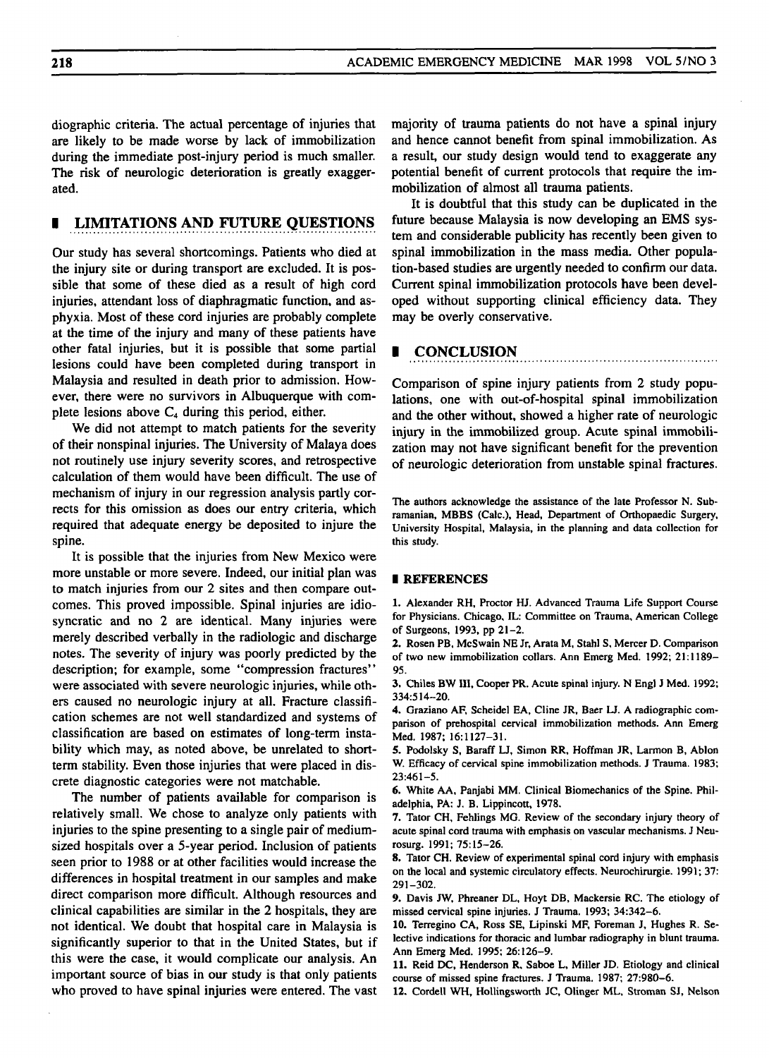diographic criteria. The actual percentage of injuries that are likely to be made worse by lack of immobilization during the immediate post-injury period is much smaller. The risk of neurologic deterioration is greatly exaggerated.

## LIMITATIONS AND FUTURE QUESTIONS

Our study has several shortcomings. Patients who died at the injury site or during transport are excluded. It is possible that some of these died as a result of high cord injuries, attendant loss of diaphragmatic function, and asphyxia. Most of these cord injuries are probably complete at the time of the injury and many of these patients have other fatal injuries, but it is possible that some partial lesions could have been completed during transport in Malaysia and resulted in death prior to admission. However, there were no survivors in Albuquerque with complete lesions above $C_4$ during this period, either.

We did not attempt to match patients for the severity of their nonspinal injuries. The University of Malaya does not routinely use injury severity scores, and retrospective calculation of them would have been difficult. The use of mechanism of injury in our regression analysis partly corrects for this omission as does our entry criteria, which required that adequate energy be deposited to injure the spine.

It is possible that the injuries from New Mexico were more unstable or more severe. Indeed, our initial plan was to match injuries from our 2 sites and then compare outcomes. This proved impossible. Spinal injuries are idiosyncratic and no 2 are identical. Many injuries were merely described verbally in the radiologic and discharge notes. The severity of injury was poorly predicted by the description; for example, some "compression fractures" were associated with severe neurologic injuries, while others caused no neurologic injury at all. Fracture classification schemes are not well standardized and systems of classification are based on estimates of long-term instability which may, as noted above, be unrelated to short-term stability. Even those injuries that were placed in discrete diagnostic categories were not matchable.

The number of patients available for comparison is relatively small. We chose to analyze only patients with injuries to the spine presenting to a single pair of medium-sized hospitals over a 5-year period. Inclusion of patients seen prior to 1988 or at other facilities would increase the differences in hospital treatment in our samples and make direct comparison more difficult. Although resources and clinical capabilities are similar in the 2 hospitals, they are not identical. We doubt that hospital care in Malaysia is significantly superior to that in the United States, but if this were the case, it would complicate our analysis. An important source of bias in our study is that only patients who proved to have spinal injuries were entered. The vast majority of trauma patients do not have a spinal injury and hence cannot benefit from spinal immobilization. As a result, our study design would tend to exaggerate any potential benefit of current protocols that require the immobilization of almost all trauma patients.

It is doubtful that this study can be duplicated in the future because Malaysia is now developing an EMS system and considerable publicity has recently been given to spinal immobilization in the mass media. Other population-based studies are urgently needed to confirm our data. Current spinal immobilization protocols have been developed without supporting clinical efficiency data. They may be overly conservative.

## CONCLUSION

Comparison of spine injury patients from 2 study populations, one with out-of-hospital spinal immobilization and the other without, showed a higher rate of neurologic injury in the immobilized group. Acute spinal immobilization may not have significant benefit for the prevention of neurologic deterioration from unstable spinal fractures.

The authors acknowledge the assistance of the late Professor N. Subramanian, MBBS (Calc.), Head, Department of Orthopaedic Surgery, University Hospital, Malaysia, in the planning and data collection for this study.

## REFERENCES

1. Alexander RH, Proctor HJ. Advanced Trauma Life Support Course for Physicians. Chicago, IL: Committee on Trauma, American College of Surgeons, 1993, pp 21–2.
2. Rosen PB, McSwain NE Jr, Arata M, Stahl S, Mercer D. Comparison of two new immobilization collars. Ann Emerg Med. 1992; 21:1189–95.
3. Chiles BW III, Cooper PR. Acute spinal injury. N Engl J Med. 1992; 334:514–20.
4. Graziano AF, Scheidel EA, Cline JR, Baer LJ. A radiographic comparison of prehospital cervical immobilization methods. Ann Emerg Med. 1987; 16:1127–31.
5. Podolsky S, Baraff LJ, Simon RR, Hoffman JR, Larmon B, Ablon W. Efficacy of cervical spine immobilization methods. J Trauma. 1983; 23:461–5.
6. White AA, Panjabi MM. Clinical Biomechanics of the Spine. Philadelphia, PA: J. B. Lippincott, 1978.
7. Tator CH, Fehlings MG. Review of the secondary injury theory of acute spinal cord trauma with emphasis on vascular mechanisms. J Neurosurg. 1991; 75:15–26.
8. Tator CH. Review of experimental spinal cord injury with emphasis on the local and systemic circulatory effects. Neurochirurgie. 1991; 37: 291–302.
9. Davis JW, Phreaner DL, Hoyt DB, Mackersie RC. The etiology of missed cervical spine injuries. J Trauma. 1993; 34:342–6.
10. Terregino CA, Ross SE, Lipinski MF, Foreman J, Hughes R. Selective indications for thoracic and lumbar radiography in blunt trauma. Ann Emerg Med. 1995; 26:126–9.
11. Reid DC, Henderson R, Saboe L, Miller JD. Etiology and clinical course of missed spine fractures. J Trauma. 1987; 27:980–6.
12. Cordell WH, Hollingsworth JC, Olinger ML, Stroman SJ, Nelson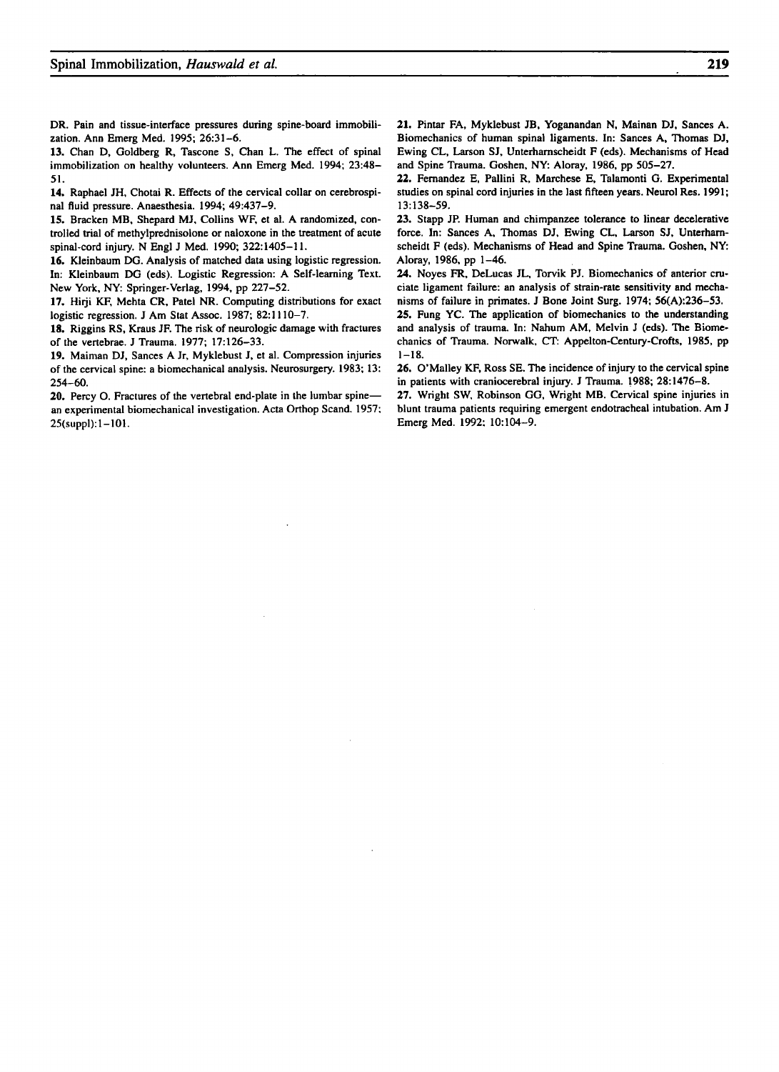DR. Pain and tissue-interface pressures during spine-board immobilization. Ann Emerg Med. 1995; 26:31–6.

13. Chan D, Goldberg R, Tascone S, Chan L. The effect of spinal immobilization on healthy volunteers. Ann Emerg Med. 1994; 23:48–51.

14. Raphael JH, Chotai R. Effects of the cervical collar on cerebrospinal fluid pressure. Anaesthesia. 1994; 49:437–9.

15. Bracken MB, Shepard MJ, Collins WF, et al. A randomized, controlled trial of methylprednisolone or naloxone in the treatment of acute spinal-cord injury. N Engl J Med. 1990; 322:1405–11.

16. Kleinbaum DG. Analysis of matched data using logistic regression. In: Kleinbaum DG (eds). Logistic Regression: A Self-learning Text. New York, NY: Springer-Verlag, 1994, pp 227–52.

17. Hirji KF, Mehta CR, Patel NR. Computing distributions for exact logistic regression. J Am Stat Assoc. 1987; 82:1110–7.

18. Riggins RS, Kraus JF. The risk of neurologic damage with fractures of the vertebrae. J Trauma. 1977; 17:126–33.

19. Maiman DJ, Sances A Jr, Myklebust J, et al. Compression injuries of the cervical spine: a biomechanical analysis. Neurosurgery. 1983; 13: 254–60.

20. Percy O. Fractures of the vertebral end-plate in the lumbar spine—an experimental biomechanical investigation. Acta Orthop Scand. 1957; 25(suppl):1–101.

21. Pintar FA, Myklebust JB, Yoganandan N, Mainan DJ, Sances A. Biomechanics of human spinal ligaments. In: Sances A, Thomas DJ, Ewing CL, Larson SJ, Unterharnscheidt F (eds). Mechanisms of Head and Spine Trauma. Goshen, NY: Aloray, 1986, pp 505–27.

22. Fernandez E, Pallini R, Marchese E, Talamonti G. Experimental studies on spinal cord injuries in the last fifteen years. Neurol Res. 1991; 13:138–59.

23. Stapp JP. Human and chimpanzee tolerance to linear decelerative force. In: Sances A, Thomas DJ, Ewing CL, Larson SJ, Unterharnscheidt F (eds). Mechanisms of Head and Spine Trauma. Goshen, NY: Aloray, 1986, pp 1–46.

24. Noyes FR, DeLucas JL, Torvik PJ. Biomechanics of anterior cruciate ligament failure: an analysis of strain-rate sensitivity and mechanisms of failure in primates. J Bone Joint Surg. 1974; 56(A):236–53.

25. Fung YC. The application of biomechanics to the understanding and analysis of trauma. In: Nahum AM, Melvin J (eds). The Biomechanics of Trauma. Norwalk, CT: Appelton-Century-Crofts, 1985, pp 1–18.

26. O'Malley KF, Ross SE. The incidence of injury to the cervical spine in patients with craniocerebral injury. J Trauma. 1988; 28:1476–8.

27. Wright SW, Robinson GG, Wright MB. Cervical spine injuries in blunt trauma patients requiring emergent endotracheal intubation. Am J Emerg Med. 1992; 10:104–9.